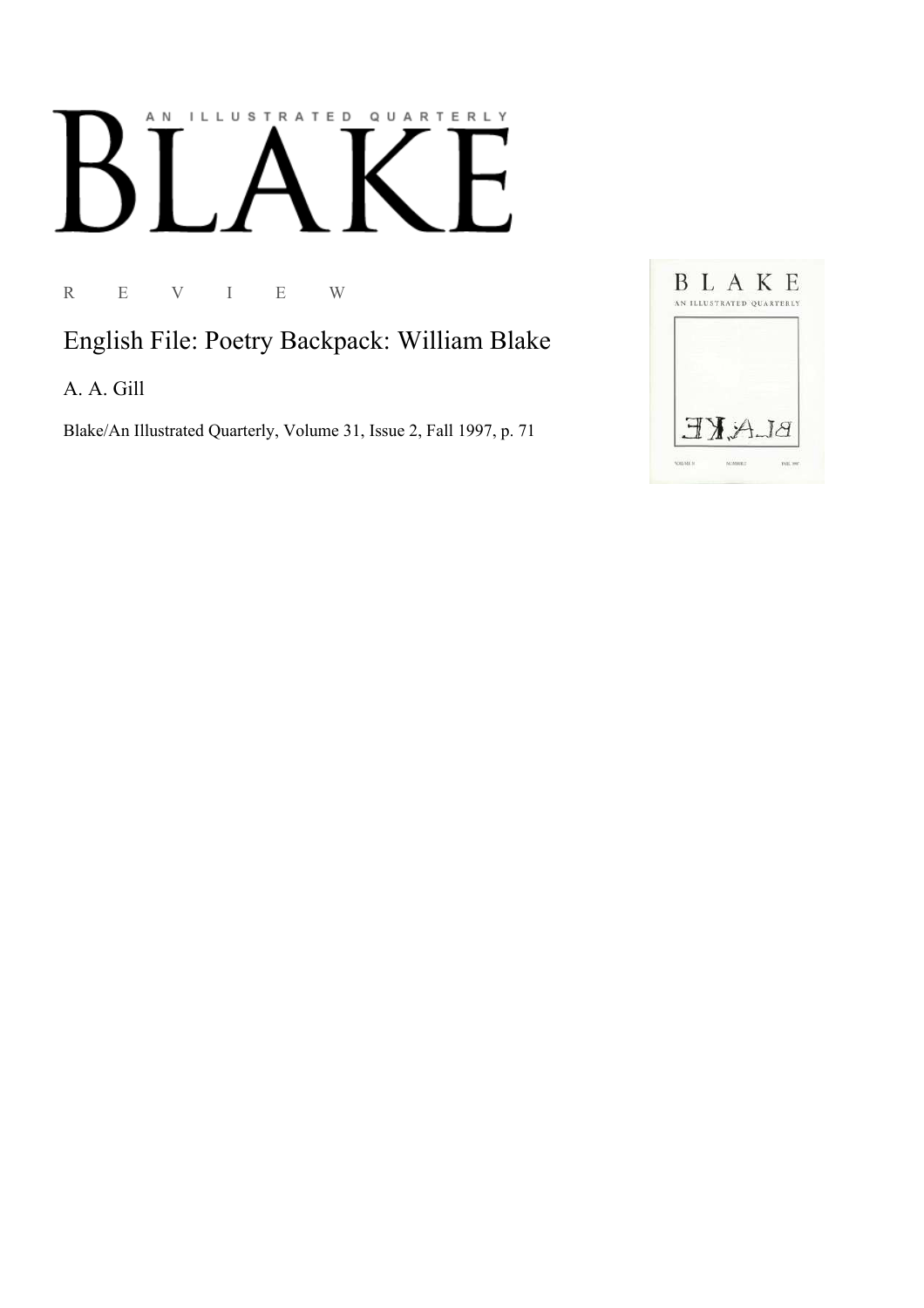AN ILLUSTRATED QUARTERLY

# BLAKE

R E V I E W

## English File: Poetry Backpack: William Blake

A. A. Gill

Blake/An Illustrated Quarterly, Volume 31, Issue 2, Fall 1997, p. 71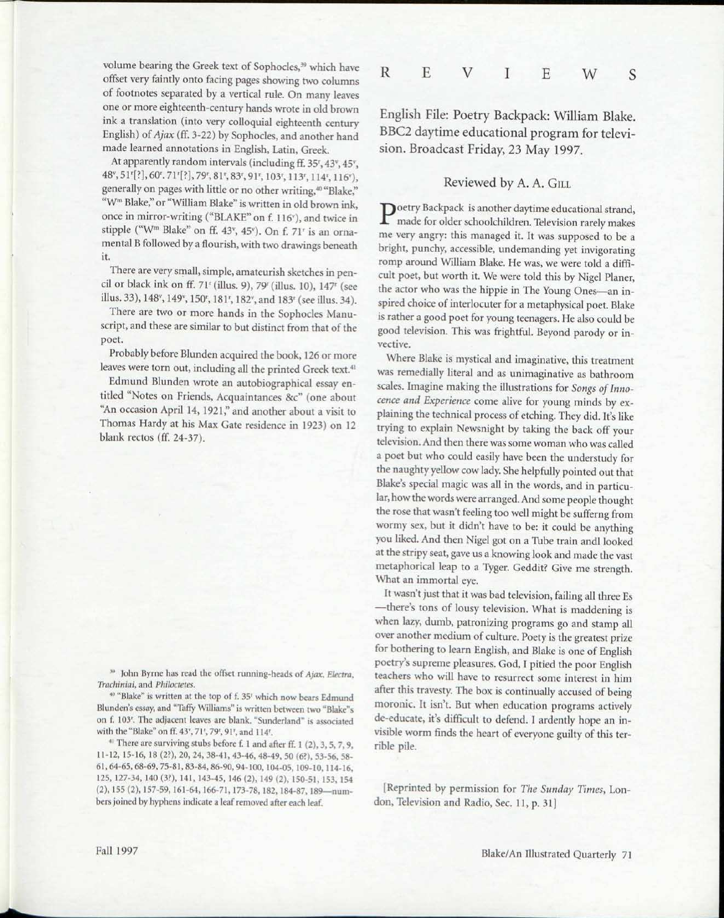volume bearing the Greek text of Sophocles,[39] which have offset very faintly onto facing pages showing two columns of footnotes separated by a vertical rule. On many leaves one or more eighteenth-century hands wrote in old brown ink a translation (into very colloquial eighteenth century English) of *Ajax* (ff. 3-22) by Sophocles, and another hand made learned annotations in English, Latin, Greek.

At apparently random intervals (including ff. 35r, 43v, 45r, 48v, 51r[?], 60r, 71r[?], 79r, 81r, 83r, 91r, 103r, 113r, 114r, 116v), generally on pages with little or no other writing,[40] "Blake," "Wm Blake," or "William Blake" is written in old brown ink, once in mirror-writing ("BLAKE" on f. 116v), and twice in stipple ("Wm Blake" on ff. 43v, 45r). On f. 71r is an ornamental B followed by a flourish, with two drawings beneath it.

There are very small, simple, amateurish sketches in pencil or black ink on ff. 71r (illus. 9), 79r (illus. 10), 147r (see illus. 33), 148v, 149v, 150r, 181r, 182v, and 183r (see illus. 34).

There are two or more hands in the Sophocles Manuscript, and these are similar to but distinct from that of the poet.

Probably before Blunden acquired the book, 126 or more leaves were torn out, including all the printed Greek text.[41]

Edmund Blunden wrote an autobiographical essay entitled "Notes on Friends, Acquaintances &c" (one about "An occasion April 14, 1921," and another about a visit to Thomas Hardy at his Max Gate residence in 1923) on 12 blank rectos (ff. 24-37).

[39] John Byrne has read the offset running-heads of *Ajax*, *Electra*, *Trachiniai*, and *Philoctetes*.

[40] "Blake" is written at the top of f. 35r which now bears Edmund Blunden's essay, and "Taffy Williams" is written between two "Blake"s on f. 103r. The adjacent leaves are blank. "Sunderland" is associated with the "Blake" on ff. 43v, 71r, 79r, 91r, and 114r.

[41] There are surviving stubs before f. 1 and after ff. 1 (2), 3, 5, 7, 9, 11-12, 15-16, 18 (2?), 20, 24, 38-41, 43-46, 48-49, 50 (6?), 53-56, 58-61, 64-65, 68-69, 75-81, 83-84, 86-90, 94-100, 104-05, 109-10, 114-16, 125, 127-34, 140 (3?), 141, 143-45, 146 (2), 149 (2), 150-51, 153, 154 (2), 155 (2), 157-59, 161-64, 166-71, 173-78, 182, 184-87, 189—numbers joined by hyphens indicate a leaf removed after each leaf.

# R E V I E W S

## English File: Poetry Backpack: William Blake. BBC2 daytime educational program for television. Broadcast Friday, 23 May 1997.

### Reviewed by A. A. Gill

Poetry Backpack is another daytime educational strand, made for older schoolchildren. Television rarely makes me very angry: this managed it. It was supposed to be a bright, punchy, accessible, undemanding yet invigorating romp around William Blake. He was, we were told a difficult poet, but worth it. We were told this by Nigel Planer, the actor who was the hippie in The Young Ones—an inspired choice of interlocuter for a metaphysical poet. Blake is rather a good poet for young teenagers. He also could be good television. This was frightful. Beyond parody or invective.

Where Blake is mystical and imaginative, this treatment was remedially literal and as unimaginative as bathroom scales. Imagine making the illustrations for *Songs of Innocence and Experience* come alive for young minds by explaining the technical process of etching. They did. It's like trying to explain Newsnight by taking the back off your television. And then there was some woman who was called a poet but who could easily have been the understudy for the naughty yellow cow lady. She helpfully pointed out that Blake's special magic was all in the words, and in particular, how the words were arranged. And some people thought the rose that wasn't feeling too well might be sufferng from wormy sex, but it didn't have to be: it could be anything you liked. And then Nigel got on a Tube train andl looked at the stripy seat, gave us a knowing look and made the vast metaphorical leap to a Tyger. Geddit? Give me strength. What an immortal eye.

It wasn't just that it was bad television, failing all three Es —there's tons of lousy television. What is maddening is when lazy, dumb, patronizing programs go and stamp all over another medium of culture. Poety is the greatest prize for bothering to learn English, and Blake is one of English poetry's supreme pleasures. God, I pitied the poor English teachers who will have to resurrect some interest in him after this travesty. The box is continually accused of being moronic. It isn't. But when education programs actively de-educate, it's difficult to defend. I ardently hope an invisible worm finds the heart of everyone guilty of this terrible pile.

[Reprinted by permission for *The Sunday Times*, London, Television and Radio, Sec. 11, p. 31]